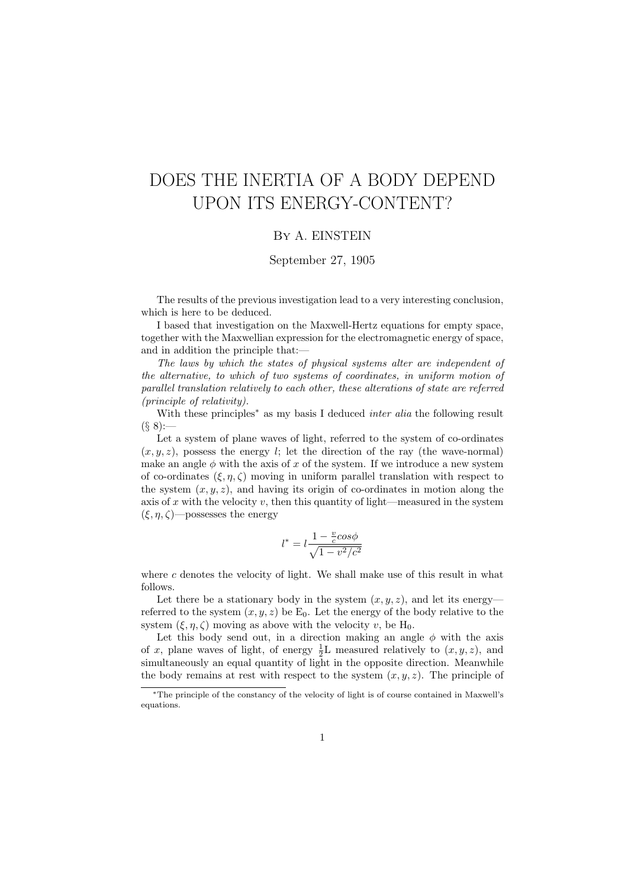# DOES THE INERTIA OF A BODY DEPEND UPON ITS ENERGY-CONTENT?

By A. EINSTEIN

September 27, 1905

The results of the previous investigation lead to a very interesting conclusion, which is here to be deduced.

I based that investigation on the Maxwell-Hertz equations for empty space, together with the Maxwellian expression for the electromagnetic energy of space, and in addition the principle that:—

*The laws by which the states of physical systems alter are independent of the alternative, to which of two systems of coordinates, in uniform motion of parallel translation relatively to each other, these alterations of state are referred (principle of relativity).*

With these principles* as my basis I deduced *inter alia* the following result (§ 8):—

Let a system of plane waves of light, referred to the system of co-ordinates $(x, y, z)$, possess the energy $l$; let the direction of the ray (the wave-normal) make an angle $\phi$ with the axis of $x$ of the system. If we introduce a new system of co-ordinates $(\xi, \eta, \zeta)$ moving in uniform parallel translation with respect to the system $(x, y, z)$, and having its origin of co-ordinates in motion along the axis of $x$ with the velocity $v$, then this quantity of light—measured in the system $(\xi, \eta, \zeta)$—possesses the energy

$$l^* = l\frac{1 - \frac{v}{c}cos\phi}{\sqrt{1 - v^2/c^2}}$$

where $c$ denotes the velocity of light. We shall make use of this result in what follows.

Let there be a stationary body in the system $(x, y, z)$, and let its energy—referred to the system $(x, y, z)$ be $\mathrm{E}_0$. Let the energy of the body relative to the system $(\xi, \eta, \zeta)$ moving as above with the velocity $v$, be $\mathrm{H}_0$.

Let this body send out, in a direction making an angle $\phi$ with the axis of $x$, plane waves of light, of energy $\frac{1}{2}\mathrm{L}$ measured relatively to $(x, y, z)$, and simultaneously an equal quantity of light in the opposite direction. Meanwhile the body remains at rest with respect to the system $(x, y, z)$. The principle of

*The principle of the constancy of the velocity of light is of course contained in Maxwell's equations.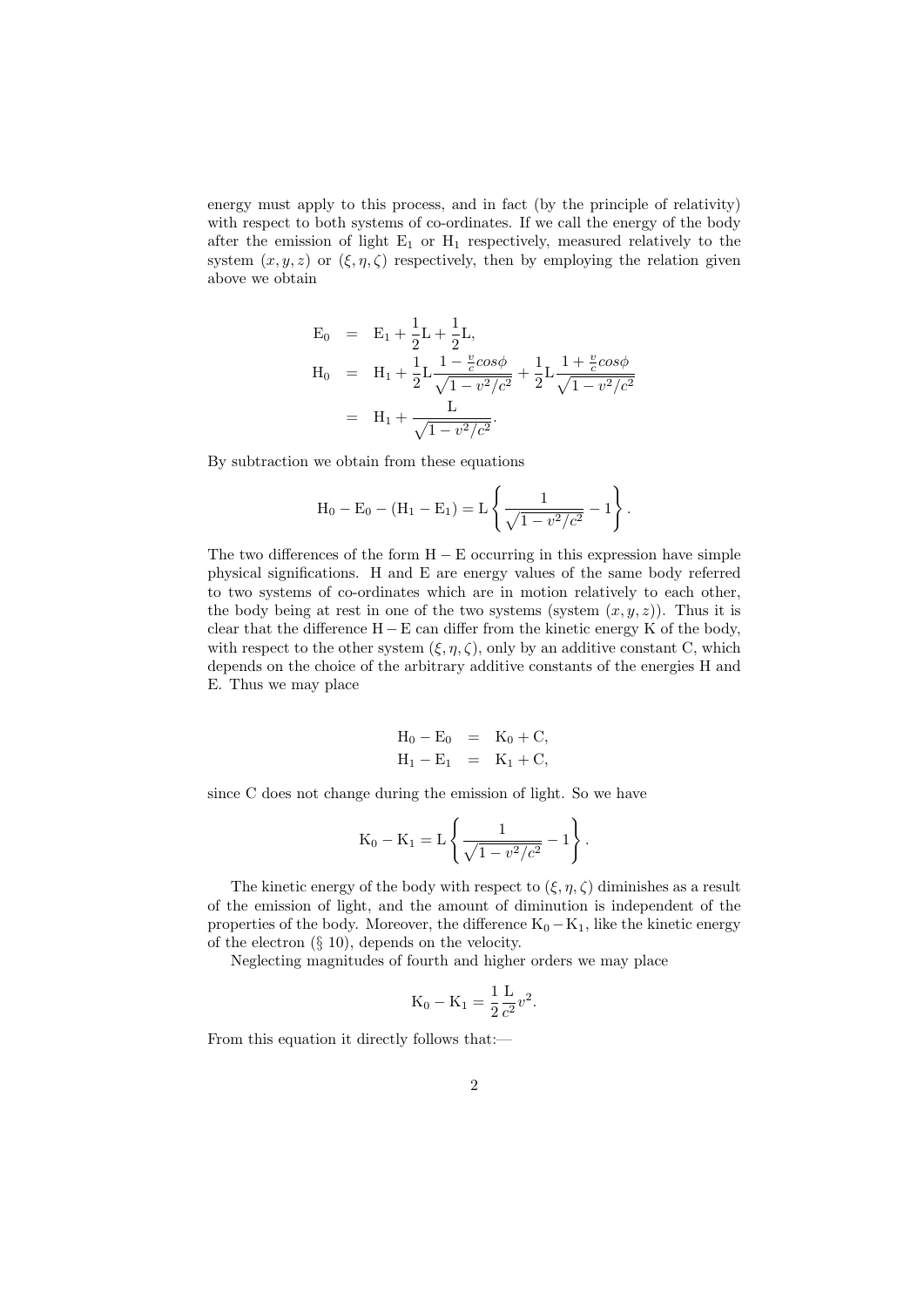energy must apply to this process, and in fact (by the principle of relativity) with respect to both systems of co-ordinates. If we call the energy of the body after the emission of light $\mathrm{E}_1$ or $\mathrm{H}_1$ respectively, measured relatively to the system $(x, y, z)$ or $(\xi, \eta, \zeta)$ respectively, then by employing the relation given above we obtain

$$
\begin{aligned}
\mathrm{E}_0 &= \mathrm{E}_1 + \frac{1}{2}\mathrm{L} + \frac{1}{2}\mathrm{L}, \\
\mathrm{H}_0 &= \mathrm{H}_1 + \frac{1}{2}\mathrm{L}\frac{1 - \frac{v}{c}cos\phi}{\sqrt{1 - v^2/c^2}} + \frac{1}{2}\mathrm{L}\frac{1 + \frac{v}{c}cos\phi}{\sqrt{1 - v^2/c^2}} \\
&= \mathrm{H}_1 + \frac{\mathrm{L}}{\sqrt{1 - v^2/c^2}}.
\end{aligned}
$$

By subtraction we obtain from these equations

$$
\mathrm{H}_0 - \mathrm{E}_0 - (\mathrm{H}_1 - \mathrm{E}_1) = \mathrm{L}\left\{\frac{1}{\sqrt{1 - v^2/c^2}} - 1\right\}.
$$

The two differences of the form $\mathrm{H} - \mathrm{E}$ occurring in this expression have simple physical significations. H and E are energy values of the same body referred to two systems of co-ordinates which are in motion relatively to each other, the body being at rest in one of the two systems (system $(x, y, z)$). Thus it is clear that the difference $\mathrm{H} - \mathrm{E}$ can differ from the kinetic energy K of the body, with respect to the other system $(\xi, \eta, \zeta)$, only by an additive constant C, which depends on the choice of the arbitrary additive constants of the energies H and E. Thus we may place

$$
\begin{aligned}
\mathrm{H}_0 - \mathrm{E}_0 &= \mathrm{K}_0 + \mathrm{C}, \\
\mathrm{H}_1 - \mathrm{E}_1 &= \mathrm{K}_1 + \mathrm{C},
\end{aligned}
$$

since C does not change during the emission of light. So we have

$$
\mathrm{K}_0 - \mathrm{K}_1 = \mathrm{L}\left\{\frac{1}{\sqrt{1 - v^2/c^2}} - 1\right\}.
$$

The kinetic energy of the body with respect to $(\xi, \eta, \zeta)$ diminishes as a result of the emission of light, and the amount of diminution is independent of the properties of the body. Moreover, the difference $\mathrm{K}_0 - \mathrm{K}_1$, like the kinetic energy of the electron (§ 10), depends on the velocity.

Neglecting magnitudes of fourth and higher orders we may place

$$
\mathrm{K}_0 - \mathrm{K}_1 = \frac{1}{2}\frac{\mathrm{L}}{c^2}v^2.
$$

From this equation it directly follows that:—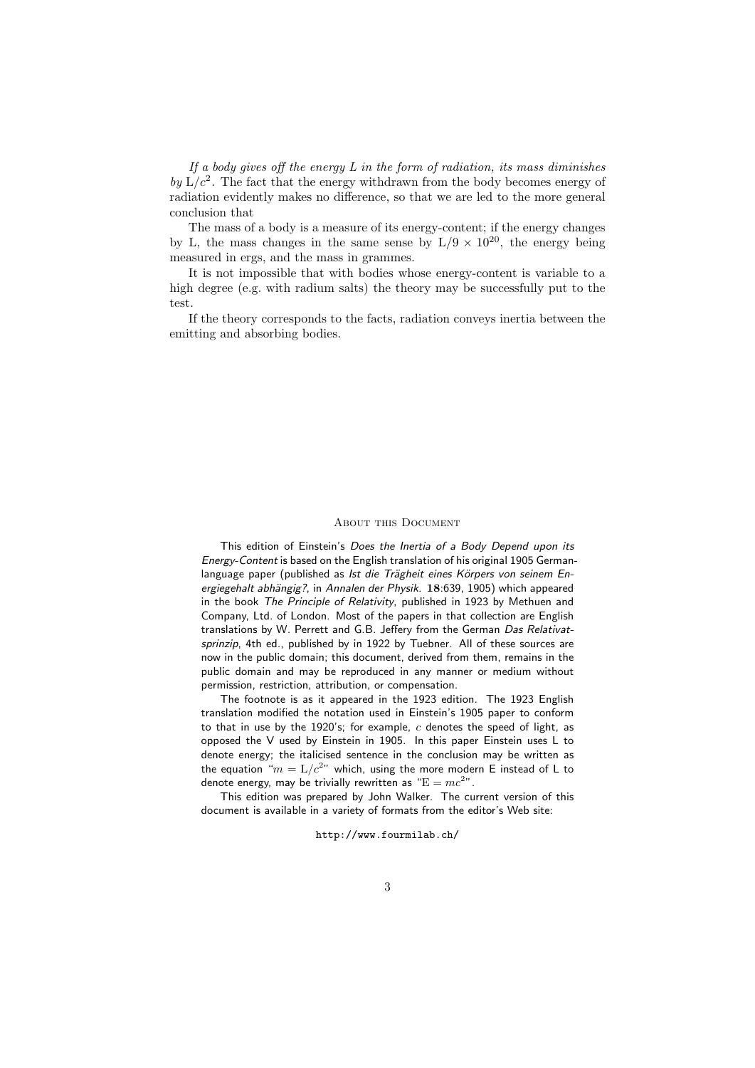*If a body gives off the energy L in the form of radiation, its mass diminishes by* $\mathrm{L}/c^2$. The fact that the energy withdrawn from the body becomes energy of radiation evidently makes no difference, so that we are led to the more general conclusion that

The mass of a body is a measure of its energy-content; if the energy changes by L, the mass changes in the same sense by $\mathrm{L}/9 \times 10^{20}$, the energy being measured in ergs, and the mass in grammes.

It is not impossible that with bodies whose energy-content is variable to a high degree (e.g. with radium salts) the theory may be successfully put to the test.

If the theory corresponds to the facts, radiation conveys inertia between the emitting and absorbing bodies.

## About this Document

This edition of Einstein's *Does the Inertia of a Body Depend upon its Energy-Content* is based on the English translation of his original 1905 German-language paper (published as *Ist die Trägheit eines Körpers von seinem Energiegehalt abhängig?*, in *Annalen der Physik*. **18**:639, 1905) which appeared in the book *The Principle of Relativity*, published in 1923 by Methuen and Company, Ltd. of London. Most of the papers in that collection are English translations by W. Perrett and G.B. Jeffery from the German *Das Relativatsprinzip*, 4th ed., published by in 1922 by Tuebner. All of these sources are now in the public domain; this document, derived from them, remains in the public domain and may be reproduced in any manner or medium without permission, restriction, attribution, or compensation.

The footnote is as it appeared in the 1923 edition. The 1923 English translation modified the notation used in Einstein's 1905 paper to conform to that in use by the 1920's; for example, $c$ denotes the speed of light, as opposed the V used by Einstein in 1905. In this paper Einstein uses L to denote energy; the italicised sentence in the conclusion may be written as the equation "$m = \mathrm{L}/c^2$" which, using the more modern E instead of L to denote energy, may be trivially rewritten as "$\mathrm{E} = mc^2$".

This edition was prepared by John Walker. The current version of this document is available in a variety of formats from the editor's Web site:

http://www.fourmilab.ch/